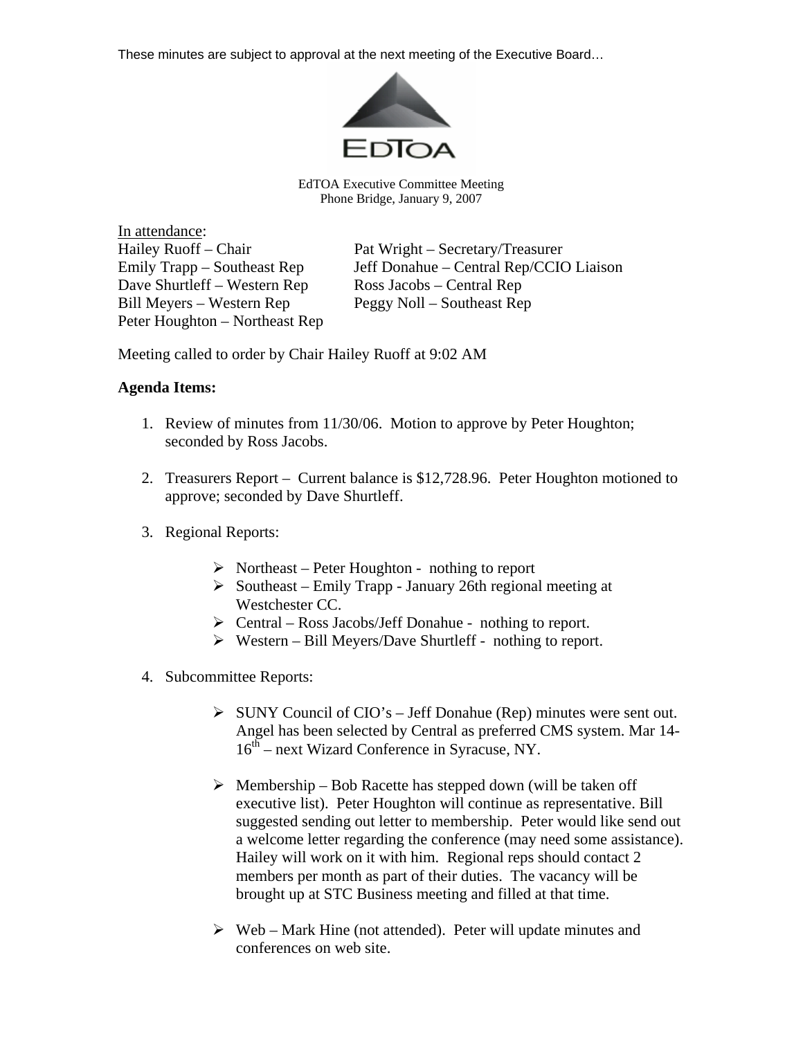These minutes are subject to approval at the next meeting of the Executive Board…

EDTOA

EdTOA Executive Committee Meeting
Phone Bridge, January 9, 2007

In attendance:

Hailey Ruoff – Chair
Emily Trapp – Southeast Rep
Dave Shurtleff – Western Rep
Bill Meyers – Western Rep
Peter Houghton – Northeast Rep
Pat Wright – Secretary/Treasurer
Jeff Donahue – Central Rep/CCIO Liaison
Ross Jacobs – Central Rep
Peggy Noll – Southeast Rep

Meeting called to order by Chair Hailey Ruoff at 9:02 AM

**Agenda Items:**

1. Review of minutes from 11/30/06. Motion to approve by Peter Houghton; seconded by Ross Jacobs.

2. Treasurers Report – Current balance is $12,728.96. Peter Houghton motioned to approve; seconded by Dave Shurtleff.

3. Regional Reports:

   - Northeast – Peter Houghton - nothing to report
   - Southeast – Emily Trapp - January 26th regional meeting at Westchester CC.
   - Central – Ross Jacobs/Jeff Donahue - nothing to report.
   - Western – Bill Meyers/Dave Shurtleff - nothing to report.

4. Subcommittee Reports:

   - SUNY Council of CIO's – Jeff Donahue (Rep) minutes were sent out. Angel has been selected by Central as preferred CMS system. Mar 14-16th – next Wizard Conference in Syracuse, NY.

   - Membership – Bob Racette has stepped down (will be taken off executive list). Peter Houghton will continue as representative. Bill suggested sending out letter to membership. Peter would like send out a welcome letter regarding the conference (may need some assistance). Hailey will work on it with him. Regional reps should contact 2 members per month as part of their duties. The vacancy will be brought up at STC Business meeting and filled at that time.

   - Web – Mark Hine (not attended). Peter will update minutes and conferences on web site.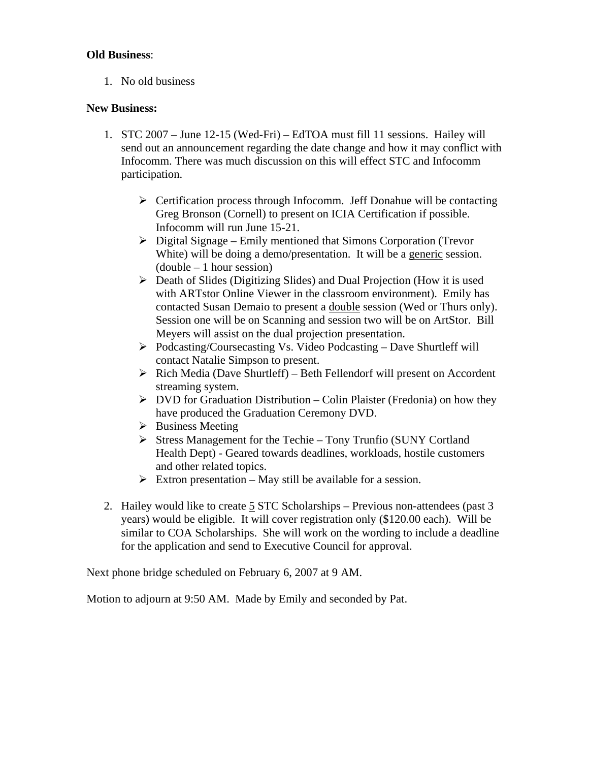**Old Business**:

1. No old business

**New Business:**

1. STC 2007 – June 12-15 (Wed-Fri) – EdTOA must fill 11 sessions. Hailey will send out an announcement regarding the date change and how it may conflict with Infocomm. There was much discussion on this will effect STC and Infocomm participation.

   - Certification process through Infocomm. Jeff Donahue will be contacting Greg Bronson (Cornell) to present on ICIA Certification if possible. Infocomm will run June 15-21.
   - Digital Signage – Emily mentioned that Simons Corporation (Trevor White) will be doing a demo/presentation. It will be a <u>generic</u> session. (double – 1 hour session)
   - Death of Slides (Digitizing Slides) and Dual Projection (How it is used with ARTstor Online Viewer in the classroom environment). Emily has contacted Susan Demaio to present a <u>double</u> session (Wed or Thurs only). Session one will be on Scanning and session two will be on ArtStor. Bill Meyers will assist on the dual projection presentation.
   - Podcasting/Coursecasting Vs. Video Podcasting – Dave Shurtleff will contact Natalie Simpson to present.
   - Rich Media (Dave Shurtleff) – Beth Fellendorf will present on Accordent streaming system.
   - DVD for Graduation Distribution – Colin Plaister (Fredonia) on how they have produced the Graduation Ceremony DVD.
   - Business Meeting
   - Stress Management for the Techie – Tony Trunfio (SUNY Cortland Health Dept) - Geared towards deadlines, workloads, hostile customers and other related topics.
   - Extron presentation – May still be available for a session.

2. Hailey would like to create <u>5</u> STC Scholarships – Previous non-attendees (past 3 years) would be eligible. It will cover registration only ($120.00 each). Will be similar to COA Scholarships. She will work on the wording to include a deadline for the application and send to Executive Council for approval.

Next phone bridge scheduled on February 6, 2007 at 9 AM.

Motion to adjourn at 9:50 AM. Made by Emily and seconded by Pat.